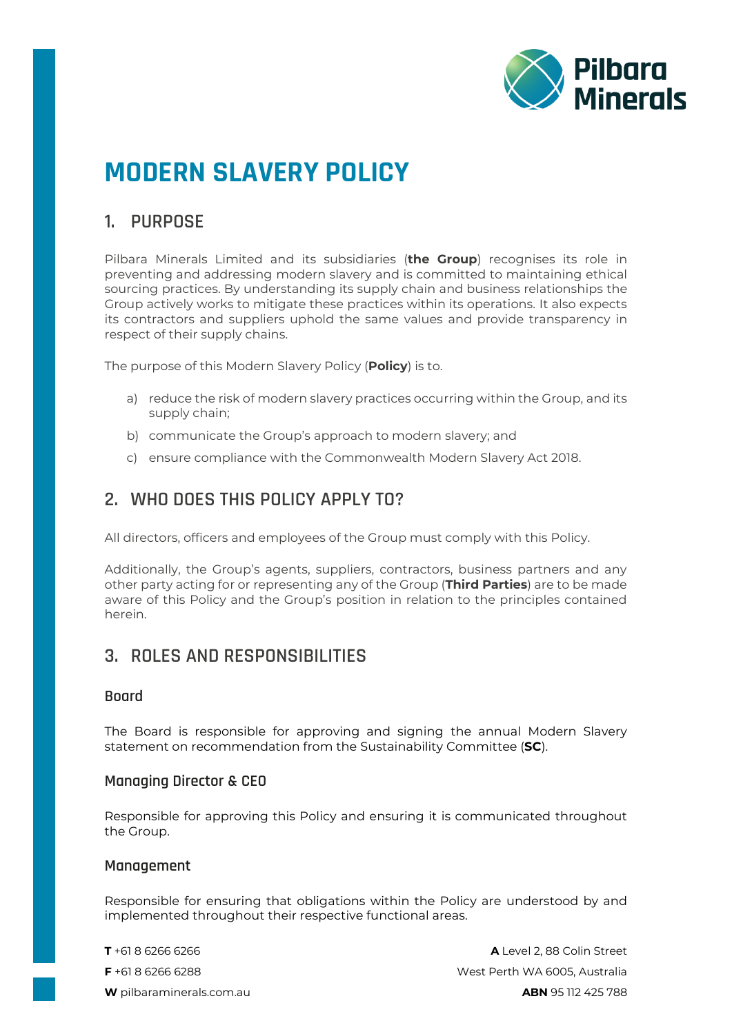# MODERN SLAVERY POLICY

## 1. PURPOSE

Pilbara Minerals Limited and its subsidiaries (**the Group**) recognises its role in preventing and addressing modern slavery and is committed to maintaining ethical sourcing practices. By understanding its supply chain and business relationships the Group actively works to mitigate these practices within its operations. It also expects its contractors and suppliers uphold the same values and provide transparency in respect of their supply chains.

The purpose of this Modern Slavery Policy (**Policy**) is to.

a) reduce the risk of modern slavery practices occurring within the Group, and its supply chain;

b) communicate the Group's approach to modern slavery; and

c) ensure compliance with the Commonwealth Modern Slavery Act 2018.

## 2. WHO DOES THIS POLICY APPLY TO?

All directors, officers and employees of the Group must comply with this Policy.

Additionally, the Group's agents, suppliers, contractors, business partners and any other party acting for or representing any of the Group (**Third Parties**) are to be made aware of this Policy and the Group's position in relation to the principles contained herein.

## 3. ROLES AND RESPONSIBILITIES

### Board

The Board is responsible for approving and signing the annual Modern Slavery statement on recommendation from the Sustainability Committee (**SC**).

### Managing Director & CEO

Responsible for approving this Policy and ensuring it is communicated throughout the Group.

### Management

Responsible for ensuring that obligations within the Policy are understood by and implemented throughout their respective functional areas.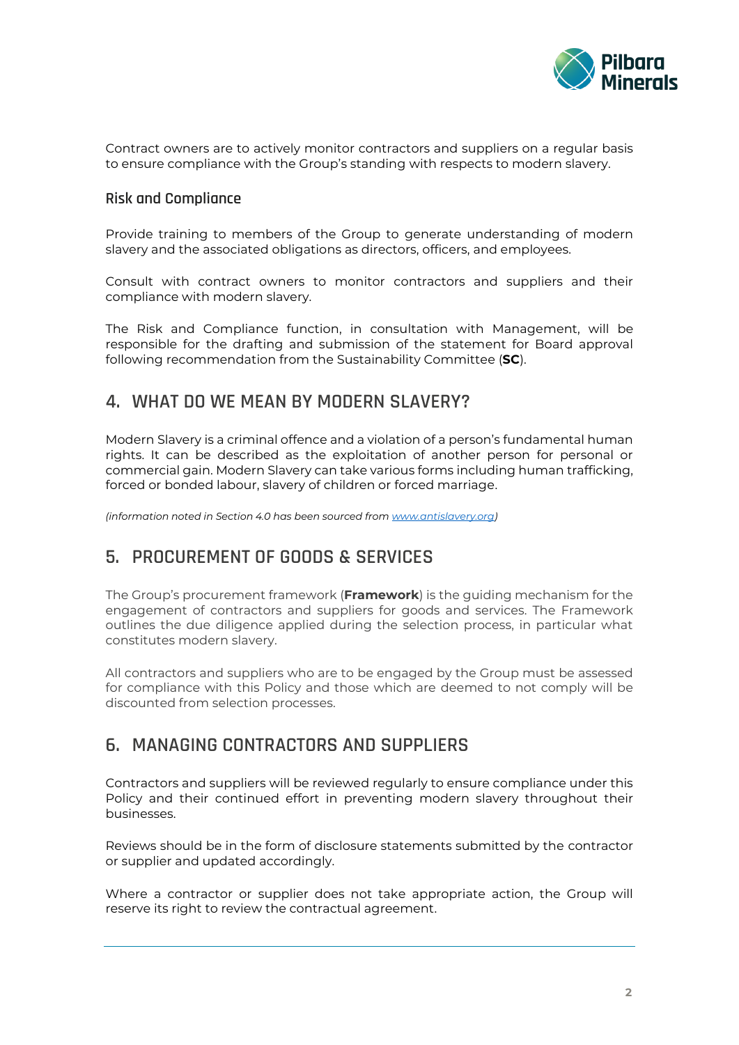Contract owners are to actively monitor contractors and suppliers on a regular basis to ensure compliance with the Group's standing with respects to modern slavery.

### Risk and Compliance

Provide training to members of the Group to generate understanding of modern slavery and the associated obligations as directors, officers, and employees.

Consult with contract owners to monitor contractors and suppliers and their compliance with modern slavery.

The Risk and Compliance function, in consultation with Management, will be responsible for the drafting and submission of the statement for Board approval following recommendation from the Sustainability Committee (**SC**).

## 4. WHAT DO WE MEAN BY MODERN SLAVERY?

Modern Slavery is a criminal offence and a violation of a person's fundamental human rights. It can be described as the exploitation of another person for personal or commercial gain. Modern Slavery can take various forms including human trafficking, forced or bonded labour, slavery of children or forced marriage.

*(information noted in Section 4.0 has been sourced from [www.antislavery.org](www.antislavery.org))*

## 5. PROCUREMENT OF GOODS & SERVICES

The Group's procurement framework (**Framework**) is the guiding mechanism for the engagement of contractors and suppliers for goods and services. The Framework outlines the due diligence applied during the selection process, in particular what constitutes modern slavery.

All contractors and suppliers who are to be engaged by the Group must be assessed for compliance with this Policy and those which are deemed to not comply will be discounted from selection processes.

## 6. MANAGING CONTRACTORS AND SUPPLIERS

Contractors and suppliers will be reviewed regularly to ensure compliance under this Policy and their continued effort in preventing modern slavery throughout their businesses.

Reviews should be in the form of disclosure statements submitted by the contractor or supplier and updated accordingly.

Where a contractor or supplier does not take appropriate action, the Group will reserve its right to review the contractual agreement.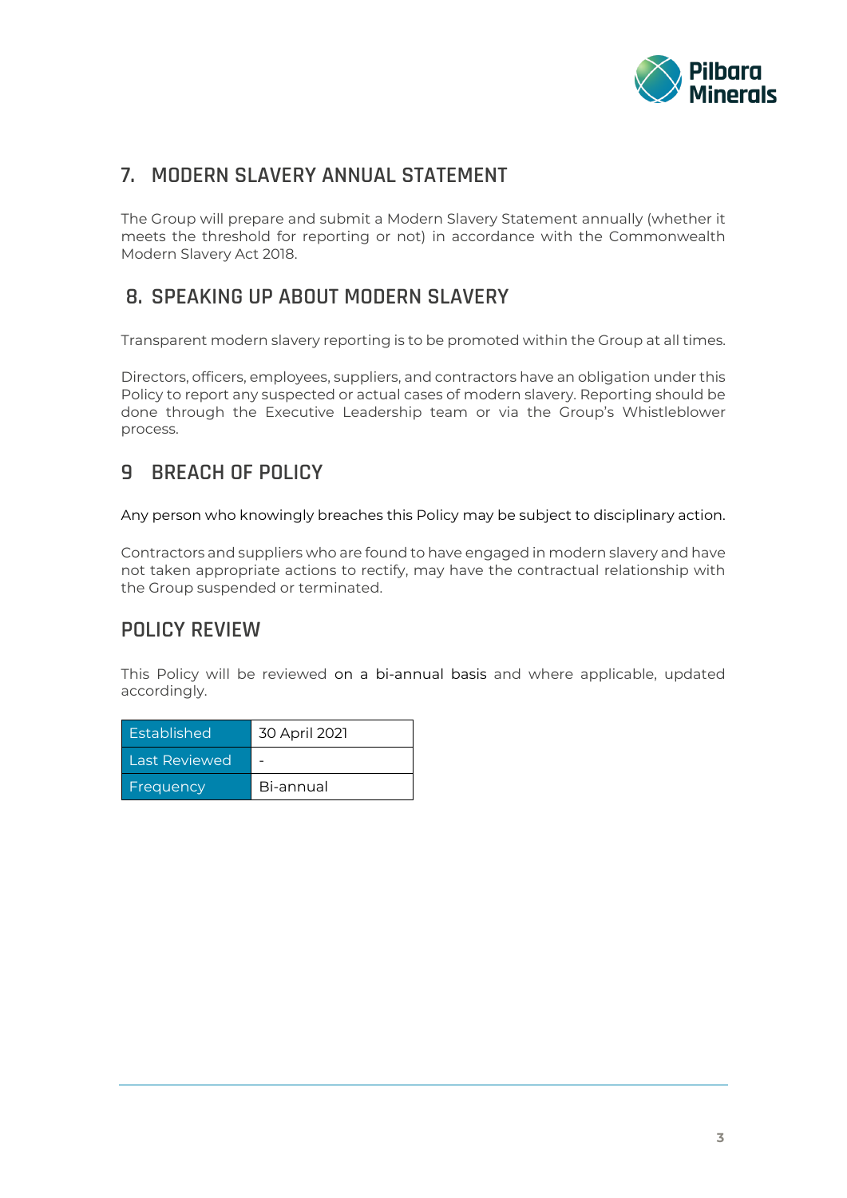## 7. MODERN SLAVERY ANNUAL STATEMENT

The Group will prepare and submit a Modern Slavery Statement annually (whether it meets the threshold for reporting or not) in accordance with the Commonwealth Modern Slavery Act 2018.

## 8. SPEAKING UP ABOUT MODERN SLAVERY

Transparent modern slavery reporting is to be promoted within the Group at all times.

Directors, officers, employees, suppliers, and contractors have an obligation under this Policy to report any suspected or actual cases of modern slavery. Reporting should be done through the Executive Leadership team or via the Group's Whistleblower process.

## 9 BREACH OF POLICY

Any person who knowingly breaches this Policy may be subject to disciplinary action.

Contractors and suppliers who are found to have engaged in modern slavery and have not taken appropriate actions to rectify, may have the contractual relationship with the Group suspended or terminated.

## POLICY REVIEW

This Policy will be reviewed on a bi-annual basis and where applicable, updated accordingly.

| | |
|---|---|
| Established | 30 April 2021 |
| Last Reviewed | - |
| Frequency | Bi-annual |